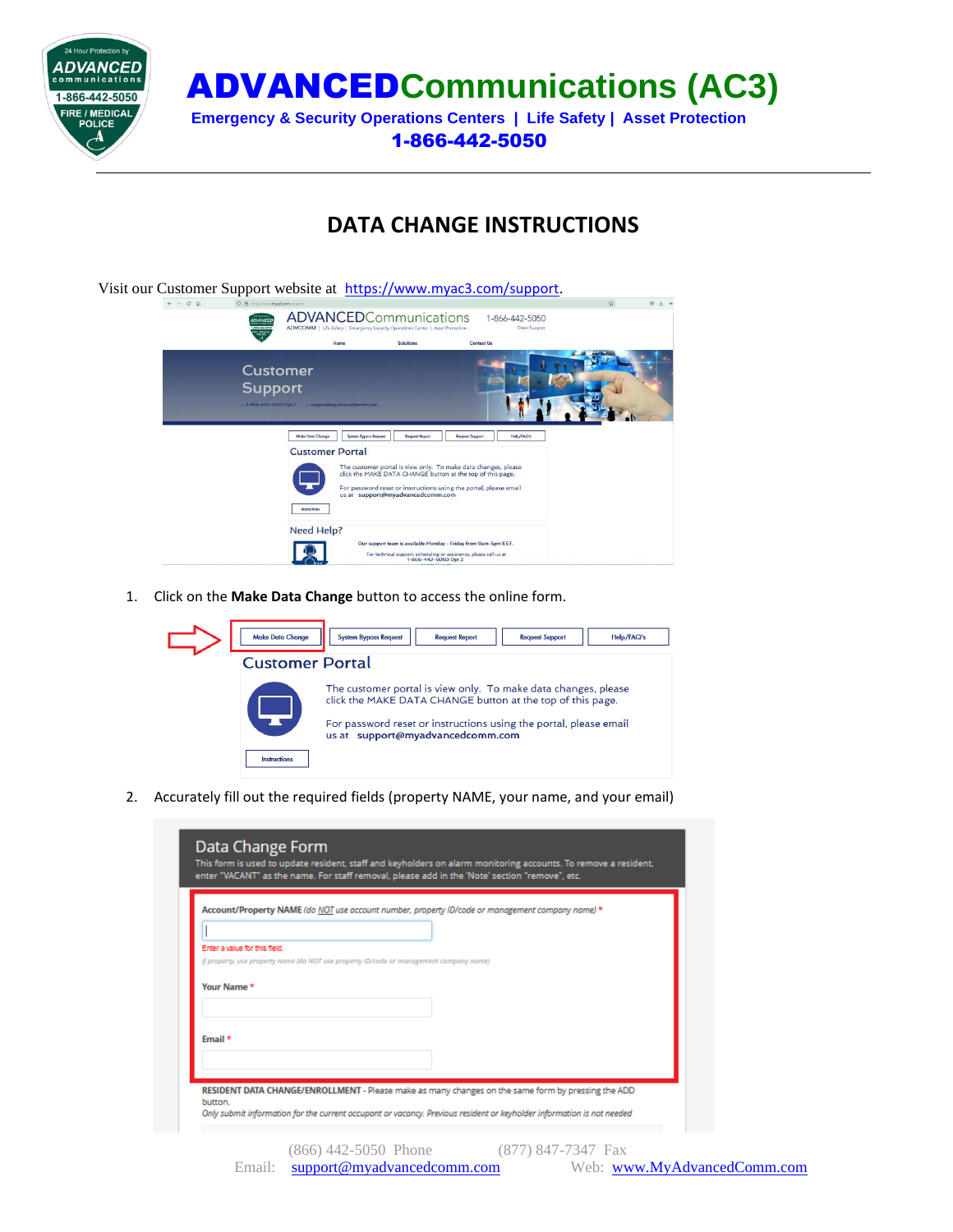# ADVANCEDCommunications (AC3)

**Emergency & Security Operations Centers | Life Safety | Asset Protection**

**1-866-442-5050**

## DATA CHANGE INSTRUCTIONS

Visit our Customer Support website at https://www.myac3.com/support.

1. Click on the **Make Data Change** button to access the online form.

2. Accurately fill out the required fields (property NAME, your name, and your email)

(866) 442-5050 Phone (877) 847-7347 Fax

Email: support@myadvancedcomm.com Web: www.MyAdvancedComm.com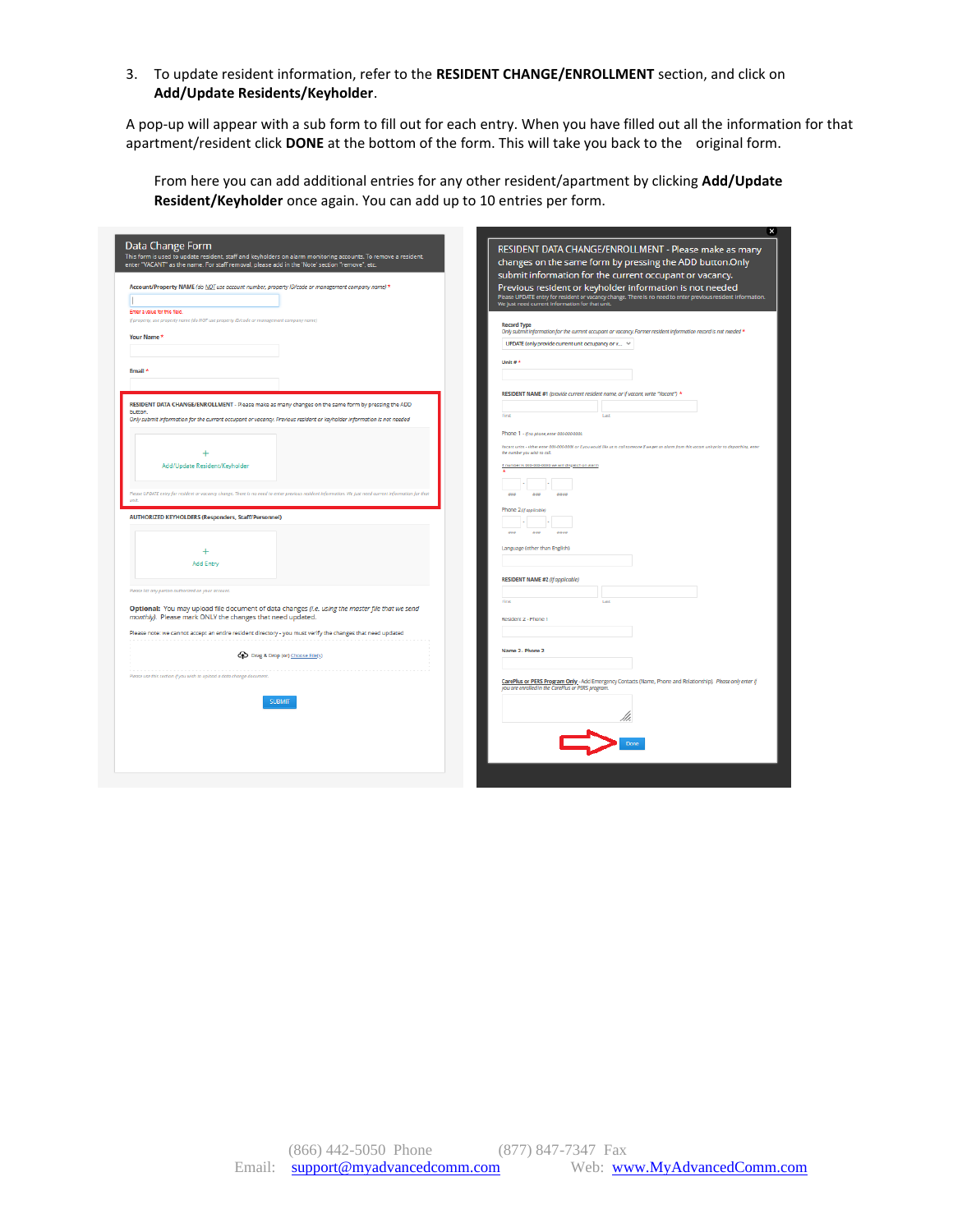3. To update resident information, refer to the **RESIDENT CHANGE/ENROLLMENT** section, and click on **Add/Update Residents/Keyholder**.

A pop-up will appear with a sub form to fill out for each entry. When you have filled out all the information for that apartment/resident click **DONE** at the bottom of the form. This will take you back to the original form.

From here you can add additional entries for any other resident/apartment by clicking **Add/Update Resident/Keyholder** once again. You can add up to 10 entries per form.

(866) 442-5050 Phone (877) 847-7347 Fax
Email: support@myadvancedcomm.com Web: www.MyAdvancedComm.com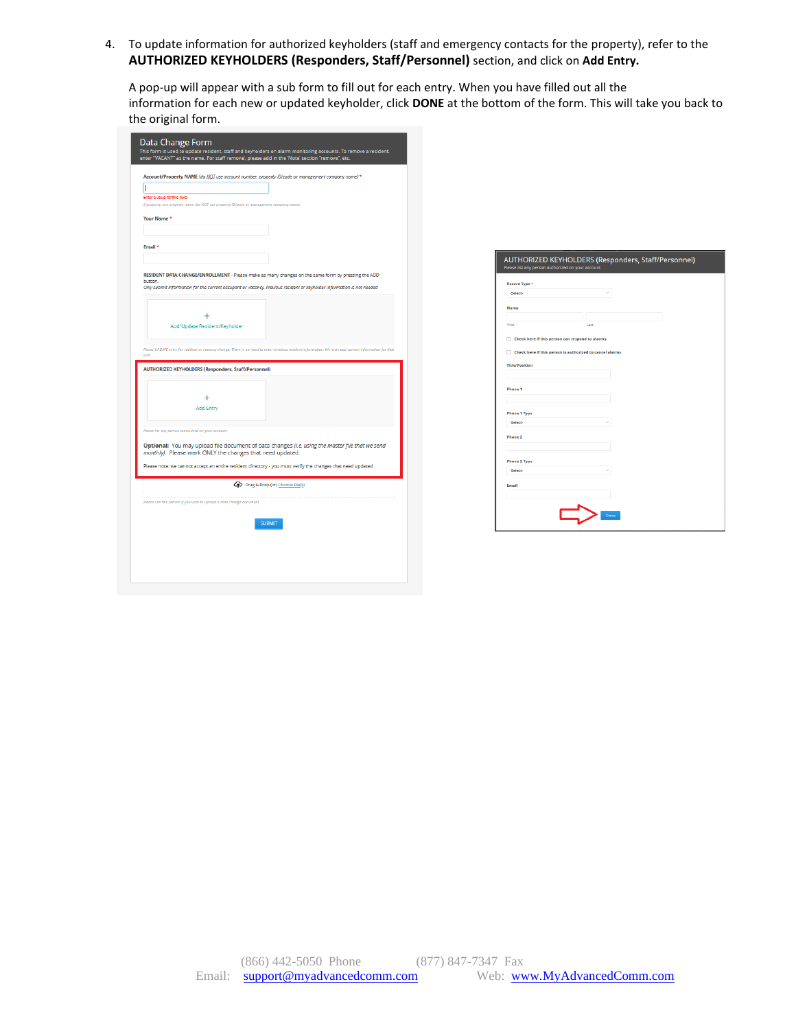4. To update information for authorized keyholders (staff and emergency contacts for the property), refer to the **AUTHORIZED KEYHOLDERS (Responders, Staff/Personnel)** section, and click on **Add Entry.**

   A pop-up will appear with a sub form to fill out for each entry. When you have filled out all the information for each new or updated keyholder, click **DONE** at the bottom of the form. This will take you back to the original form.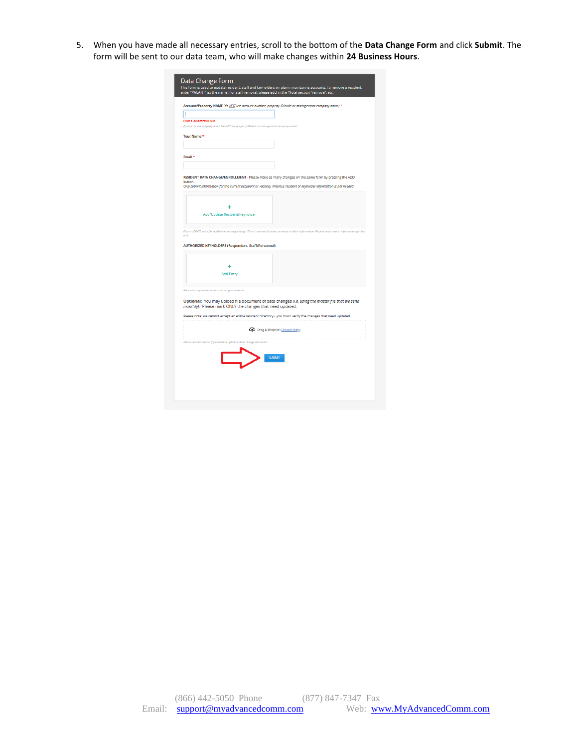5. When you have made all necessary entries, scroll to the bottom of the **Data Change Form** and click **Submit**. The form will be sent to our data team, who will make changes within **24 Business Hours**.